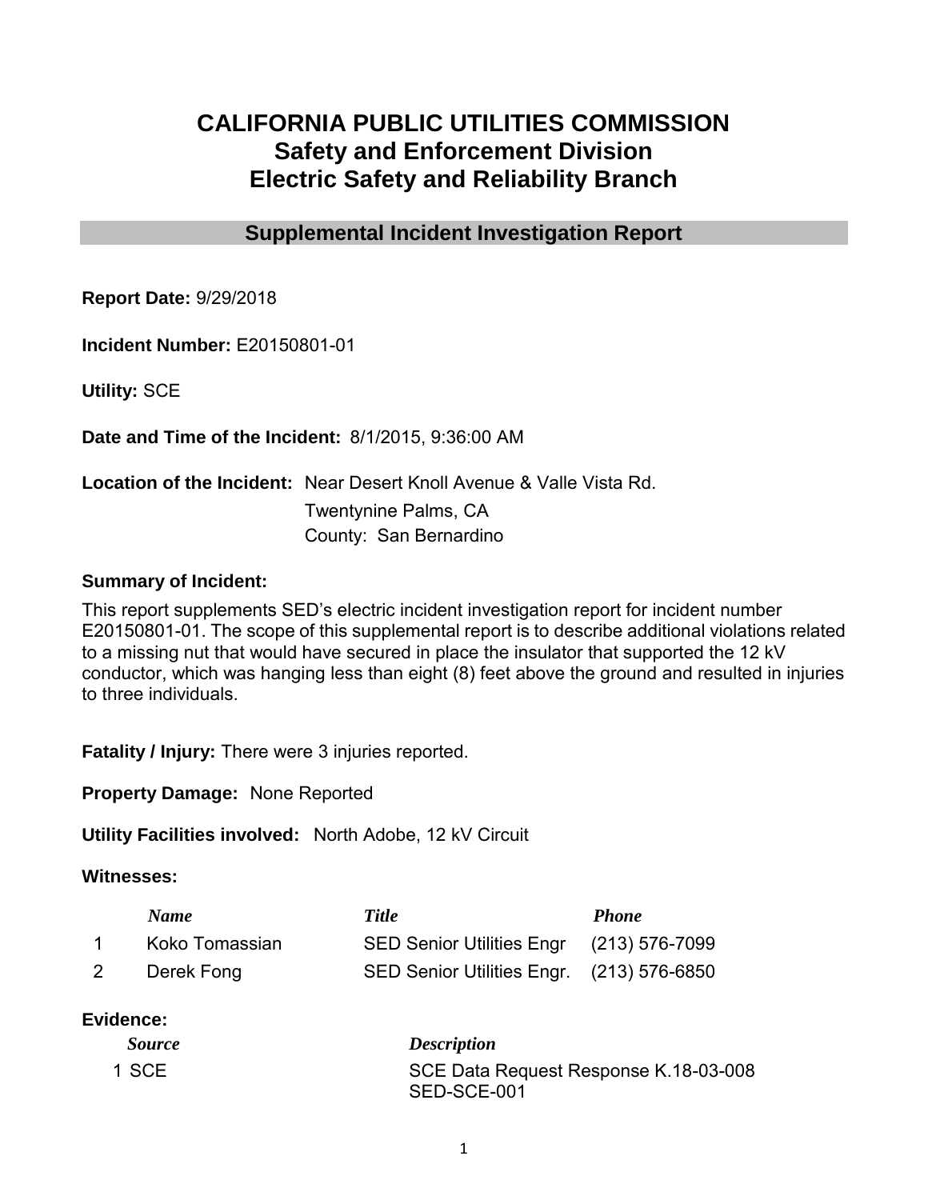# CALIFORNIA PUBLIC UTILITIES COMMISSION
## Safety and Enforcement Division
## Electric Safety and Reliability Branch

### Supplemental Incident Investigation Report

**Report Date:** 9/29/2018

**Incident Number:** E20150801-01

**Utility:** SCE

**Date and Time of the Incident:** 8/1/2015, 9:36:00 AM

**Location of the Incident:** Near Desert Knoll Avenue & Valle Vista Rd.
Twentynine Palms, CA
County: San Bernardino

**Summary of Incident:**

This report supplements SED's electric incident investigation report for incident number E20150801-01. The scope of this supplemental report is to describe additional violations related to a missing nut that would have secured in place the insulator that supported the 12 kV conductor, which was hanging less than eight (8) feet above the ground and resulted in injuries to three individuals.

**Fatality / Injury:** There were 3 injuries reported.

**Property Damage:** None Reported

**Utility Facilities involved:** North Adobe, 12 kV Circuit

**Witnesses:**

| | *Name* | *Title* | *Phone* |
|---|---|---|---|
| 1 | Koko Tomassian | SED Senior Utilities Engr | (213) 576-7099 |
| 2 | Derek Fong | SED Senior Utilities Engr. | (213) 576-6850 |

**Evidence:**

| | *Source* | *Description* |
|---|---|---|
| 1 | SCE | SCE Data Request Response K.18-03-008 SED-SCE-001 |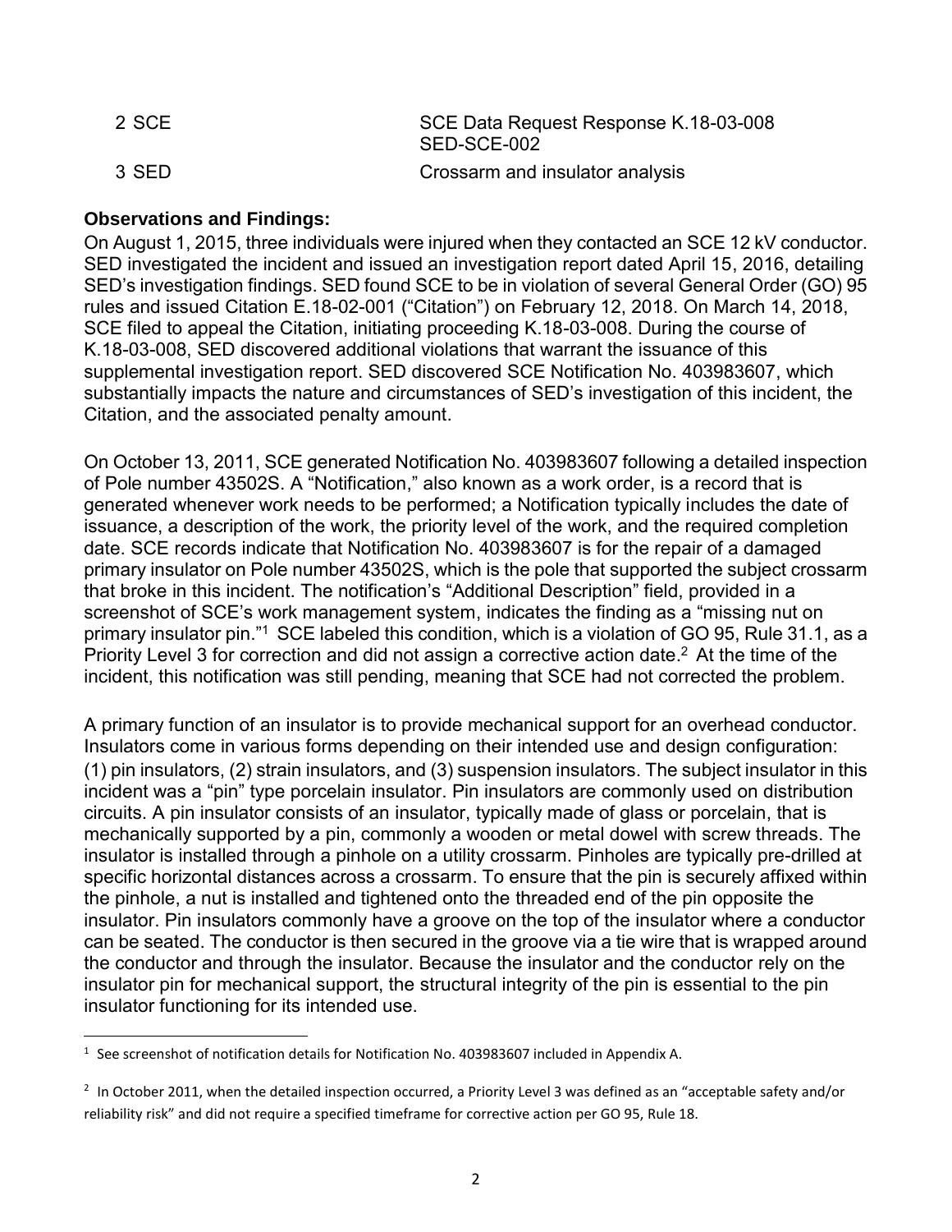| 2 SCE | SCE Data Request Response K.18-03-008 SED-SCE-002 |
| --- | --- |
| 3 SED | Crossarm and insulator analysis |

**Observations and Findings:**

On August 1, 2015, three individuals were injured when they contacted an SCE 12 kV conductor. SED investigated the incident and issued an investigation report dated April 15, 2016, detailing SED's investigation findings. SED found SCE to be in violation of several General Order (GO) 95 rules and issued Citation E.18-02-001 ("Citation") on February 12, 2018. On March 14, 2018, SCE filed to appeal the Citation, initiating proceeding K.18-03-008. During the course of K.18-03-008, SED discovered additional violations that warrant the issuance of this supplemental investigation report. SED discovered SCE Notification No. 403983607, which substantially impacts the nature and circumstances of SED's investigation of this incident, the Citation, and the associated penalty amount.

On October 13, 2011, SCE generated Notification No. 403983607 following a detailed inspection of Pole number 43502S. A "Notification," also known as a work order, is a record that is generated whenever work needs to be performed; a Notification typically includes the date of issuance, a description of the work, the priority level of the work, and the required completion date. SCE records indicate that Notification No. 403983607 is for the repair of a damaged primary insulator on Pole number 43502S, which is the pole that supported the subject crossarm that broke in this incident. The notification's "Additional Description" field, provided in a screenshot of SCE's work management system, indicates the finding as a "missing nut on primary insulator pin."[1] SCE labeled this condition, which is a violation of GO 95, Rule 31.1, as a Priority Level 3 for correction and did not assign a corrective action date.[2] At the time of the incident, this notification was still pending, meaning that SCE had not corrected the problem.

A primary function of an insulator is to provide mechanical support for an overhead conductor. Insulators come in various forms depending on their intended use and design configuration: (1) pin insulators, (2) strain insulators, and (3) suspension insulators. The subject insulator in this incident was a "pin" type porcelain insulator. Pin insulators are commonly used on distribution circuits. A pin insulator consists of an insulator, typically made of glass or porcelain, that is mechanically supported by a pin, commonly a wooden or metal dowel with screw threads. The insulator is installed through a pinhole on a utility crossarm. Pinholes are typically pre-drilled at specific horizontal distances across a crossarm. To ensure that the pin is securely affixed within the pinhole, a nut is installed and tightened onto the threaded end of the pin opposite the insulator. Pin insulators commonly have a groove on the top of the insulator where a conductor can be seated. The conductor is then secured in the groove via a tie wire that is wrapped around the conductor and through the insulator. Because the insulator and the conductor rely on the insulator pin for mechanical support, the structural integrity of the pin is essential to the pin insulator functioning for its intended use.

---

[1] See screenshot of notification details for Notification No. 403983607 included in Appendix A.

[2] In October 2011, when the detailed inspection occurred, a Priority Level 3 was defined as an "acceptable safety and/or reliability risk" and did not require a specified timeframe for corrective action per GO 95, Rule 18.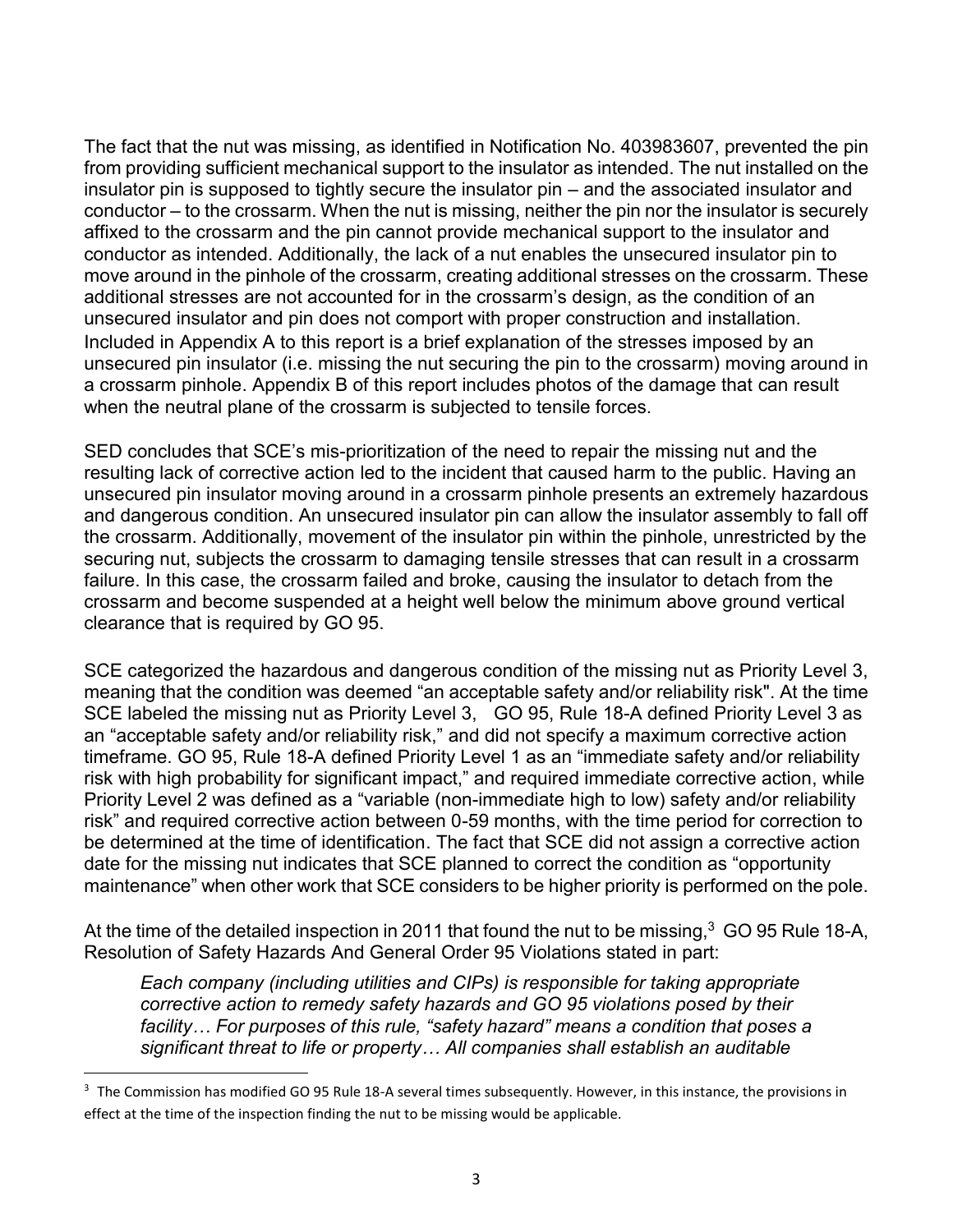The fact that the nut was missing, as identified in Notification No. 403983607, prevented the pin from providing sufficient mechanical support to the insulator as intended. The nut installed on the insulator pin is supposed to tightly secure the insulator pin – and the associated insulator and conductor – to the crossarm. When the nut is missing, neither the pin nor the insulator is securely affixed to the crossarm and the pin cannot provide mechanical support to the insulator and conductor as intended. Additionally, the lack of a nut enables the unsecured insulator pin to move around in the pinhole of the crossarm, creating additional stresses on the crossarm. These additional stresses are not accounted for in the crossarm's design, as the condition of an unsecured insulator and pin does not comport with proper construction and installation. Included in Appendix A to this report is a brief explanation of the stresses imposed by an unsecured pin insulator (i.e. missing the nut securing the pin to the crossarm) moving around in a crossarm pinhole. Appendix B of this report includes photos of the damage that can result when the neutral plane of the crossarm is subjected to tensile forces.

SED concludes that SCE's mis-prioritization of the need to repair the missing nut and the resulting lack of corrective action led to the incident that caused harm to the public. Having an unsecured pin insulator moving around in a crossarm pinhole presents an extremely hazardous and dangerous condition. An unsecured insulator pin can allow the insulator assembly to fall off the crossarm. Additionally, movement of the insulator pin within the pinhole, unrestricted by the securing nut, subjects the crossarm to damaging tensile stresses that can result in a crossarm failure. In this case, the crossarm failed and broke, causing the insulator to detach from the crossarm and become suspended at a height well below the minimum above ground vertical clearance that is required by GO 95.

SCE categorized the hazardous and dangerous condition of the missing nut as Priority Level 3, meaning that the condition was deemed "an acceptable safety and/or reliability risk". At the time SCE labeled the missing nut as Priority Level 3, GO 95, Rule 18-A defined Priority Level 3 as an "acceptable safety and/or reliability risk," and did not specify a maximum corrective action timeframe. GO 95, Rule 18-A defined Priority Level 1 as an "immediate safety and/or reliability risk with high probability for significant impact," and required immediate corrective action, while Priority Level 2 was defined as a "variable (non-immediate high to low) safety and/or reliability risk" and required corrective action between 0-59 months, with the time period for correction to be determined at the time of identification. The fact that SCE did not assign a corrective action date for the missing nut indicates that SCE planned to correct the condition as "opportunity maintenance" when other work that SCE considers to be higher priority is performed on the pole.

At the time of the detailed inspection in 2011 that found the nut to be missing,[3] GO 95 Rule 18-A, Resolution of Safety Hazards And General Order 95 Violations stated in part:

> *Each company (including utilities and CIPs) is responsible for taking appropriate corrective action to remedy safety hazards and GO 95 violations posed by their facility… For purposes of this rule, "safety hazard" means a condition that poses a significant threat to life or property… All companies shall establish an auditable*

---

[3] The Commission has modified GO 95 Rule 18-A several times subsequently. However, in this instance, the provisions in effect at the time of the inspection finding the nut to be missing would be applicable.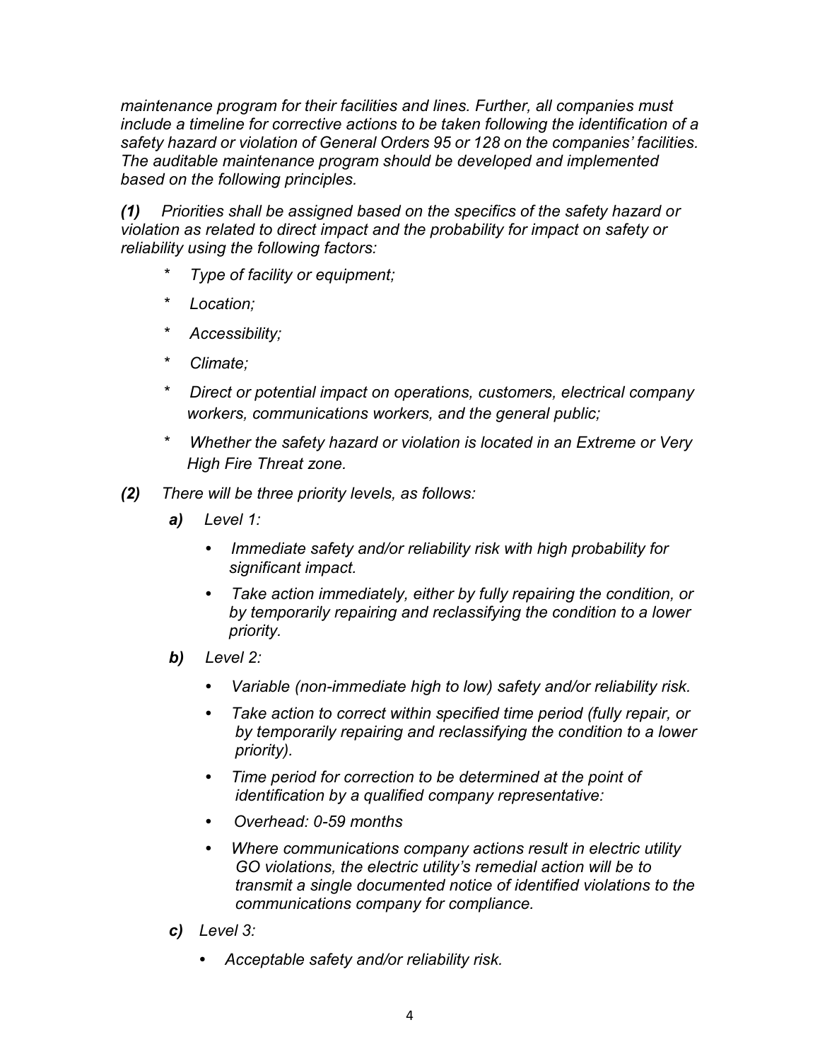*maintenance program for their facilities and lines. Further, all companies must include a timeline for corrective actions to be taken following the identification of a safety hazard or violation of General Orders 95 or 128 on the companies' facilities. The auditable maintenance program should be developed and implemented based on the following principles.*

***(1)*** *Priorities shall be assigned based on the specifics of the safety hazard or violation as related to direct impact and the probability for impact on safety or reliability using the following factors:*

- *Type of facility or equipment;*
- *Location;*
- *Accessibility;*
- *Climate;*
- *Direct or potential impact on operations, customers, electrical company workers, communications workers, and the general public;*
- *Whether the safety hazard or violation is located in an Extreme or Very High Fire Threat zone.*

***(2)*** *There will be three priority levels, as follows:*

***a)*** *Level 1:*

- *Immediate safety and/or reliability risk with high probability for significant impact.*
- *Take action immediately, either by fully repairing the condition, or by temporarily repairing and reclassifying the condition to a lower priority.*

***b)*** *Level 2:*

- *Variable (non-immediate high to low) safety and/or reliability risk.*
- *Take action to correct within specified time period (fully repair, or by temporarily repairing and reclassifying the condition to a lower priority).*
- *Time period for correction to be determined at the point of identification by a qualified company representative:*
- *Overhead: 0-59 months*
- *Where communications company actions result in electric utility GO violations, the electric utility's remedial action will be to transmit a single documented notice of identified violations to the communications company for compliance.*

***c)*** *Level 3:*

- *Acceptable safety and/or reliability risk.*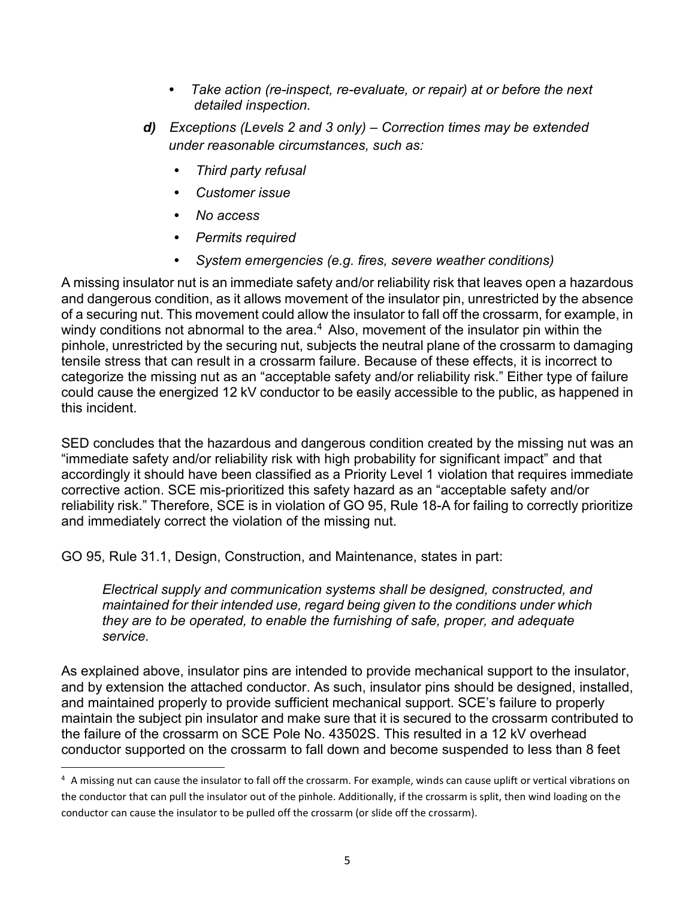- *Take action (re-inspect, re-evaluate, or repair) at or before the next detailed inspection.*

***d)*** *Exceptions (Levels 2 and 3 only) – Correction times may be extended under reasonable circumstances, such as:*

- *Third party refusal*
- *Customer issue*
- *No access*
- *Permits required*
- *System emergencies (e.g. fires, severe weather conditions)*

A missing insulator nut is an immediate safety and/or reliability risk that leaves open a hazardous and dangerous condition, as it allows movement of the insulator pin, unrestricted by the absence of a securing nut. This movement could allow the insulator to fall off the crossarm, for example, in windy conditions not abnormal to the area.[4] Also, movement of the insulator pin within the pinhole, unrestricted by the securing nut, subjects the neutral plane of the crossarm to damaging tensile stress that can result in a crossarm failure. Because of these effects, it is incorrect to categorize the missing nut as an "acceptable safety and/or reliability risk." Either type of failure could cause the energized 12 kV conductor to be easily accessible to the public, as happened in this incident.

SED concludes that the hazardous and dangerous condition created by the missing nut was an "immediate safety and/or reliability risk with high probability for significant impact" and that accordingly it should have been classified as a Priority Level 1 violation that requires immediate corrective action. SCE mis-prioritized this safety hazard as an "acceptable safety and/or reliability risk." Therefore, SCE is in violation of GO 95, Rule 18-A for failing to correctly prioritize and immediately correct the violation of the missing nut.

GO 95, Rule 31.1, Design, Construction, and Maintenance, states in part:

> *Electrical supply and communication systems shall be designed, constructed, and maintained for their intended use, regard being given to the conditions under which they are to be operated, to enable the furnishing of safe, proper, and adequate service.*

As explained above, insulator pins are intended to provide mechanical support to the insulator, and by extension the attached conductor. As such, insulator pins should be designed, installed, and maintained properly to provide sufficient mechanical support. SCE's failure to properly maintain the subject pin insulator and make sure that it is secured to the crossarm contributed to the failure of the crossarm on SCE Pole No. 43502S. This resulted in a 12 kV overhead conductor supported on the crossarm to fall down and become suspended to less than 8 feet

[4] A missing nut can cause the insulator to fall off the crossarm. For example, winds can cause uplift or vertical vibrations on the conductor that can pull the insulator out of the pinhole. Additionally, if the crossarm is split, then wind loading on the conductor can cause the insulator to be pulled off the crossarm (or slide off the crossarm).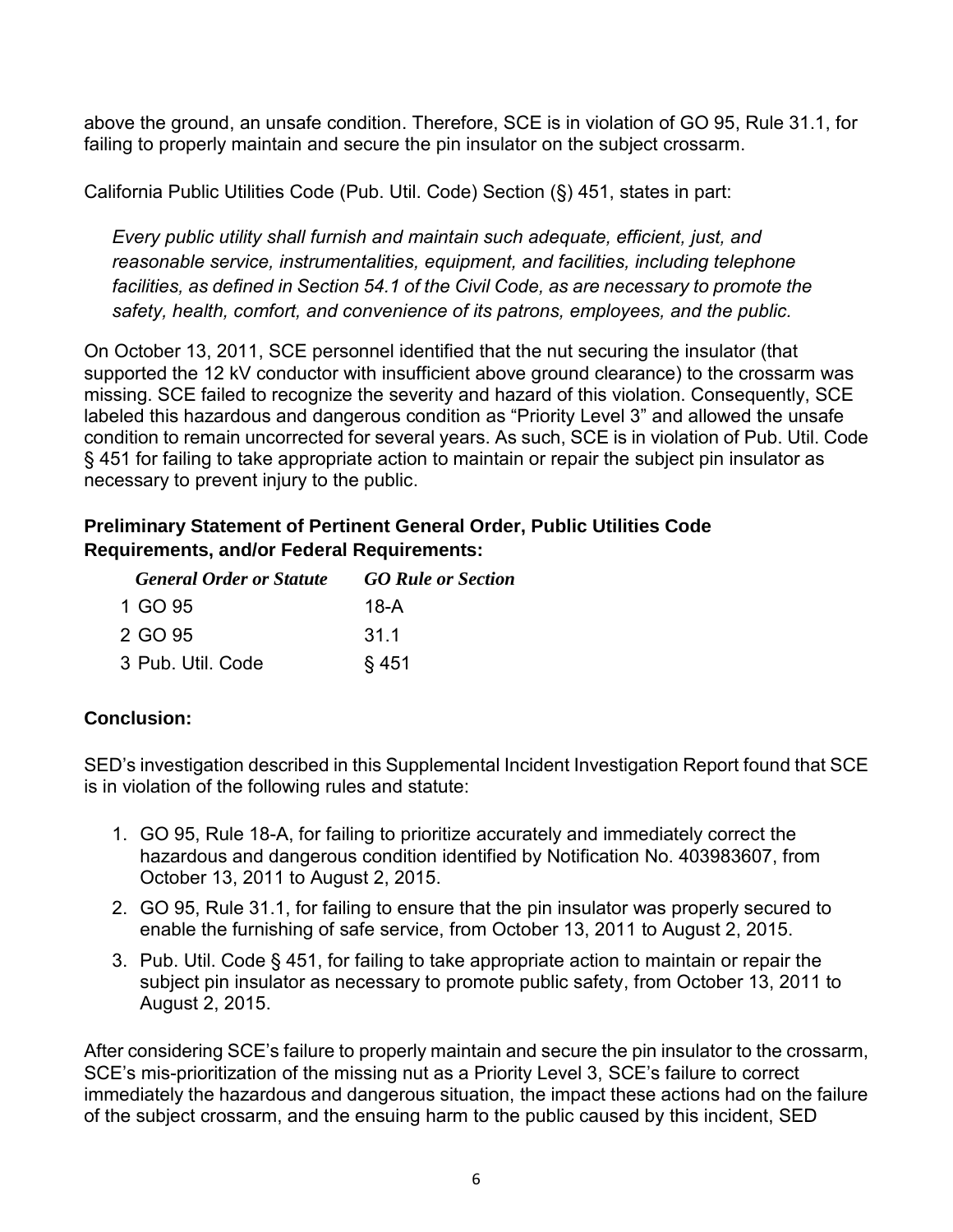above the ground, an unsafe condition. Therefore, SCE is in violation of GO 95, Rule 31.1, for failing to properly maintain and secure the pin insulator on the subject crossarm.

California Public Utilities Code (Pub. Util. Code) Section (§) 451, states in part:

> *Every public utility shall furnish and maintain such adequate, efficient, just, and reasonable service, instrumentalities, equipment, and facilities, including telephone facilities, as defined in Section 54.1 of the Civil Code, as are necessary to promote the safety, health, comfort, and convenience of its patrons, employees, and the public.*

On October 13, 2011, SCE personnel identified that the nut securing the insulator (that supported the 12 kV conductor with insufficient above ground clearance) to the crossarm was missing. SCE failed to recognize the severity and hazard of this violation. Consequently, SCE labeled this hazardous and dangerous condition as "Priority Level 3" and allowed the unsafe condition to remain uncorrected for several years. As such, SCE is in violation of Pub. Util. Code § 451 for failing to take appropriate action to maintain or repair the subject pin insulator as necessary to prevent injury to the public.

**Preliminary Statement of Pertinent General Order, Public Utilities Code Requirements, and/or Federal Requirements:**

| | *General Order or Statute* | *GO Rule or Section* |
|---|---|---|
| 1 | GO 95 | 18-A |
| 2 | GO 95 | 31.1 |
| 3 | Pub. Util. Code | § 451 |

**Conclusion:**

SED's investigation described in this Supplemental Incident Investigation Report found that SCE is in violation of the following rules and statute:

1. GO 95, Rule 18-A, for failing to prioritize accurately and immediately correct the hazardous and dangerous condition identified by Notification No. 403983607, from October 13, 2011 to August 2, 2015.
2. GO 95, Rule 31.1, for failing to ensure that the pin insulator was properly secured to enable the furnishing of safe service, from October 13, 2011 to August 2, 2015.
3. Pub. Util. Code § 451, for failing to take appropriate action to maintain or repair the subject pin insulator as necessary to promote public safety, from October 13, 2011 to August 2, 2015.

After considering SCE's failure to properly maintain and secure the pin insulator to the crossarm, SCE's mis-prioritization of the missing nut as a Priority Level 3, SCE's failure to correct immediately the hazardous and dangerous situation, the impact these actions had on the failure of the subject crossarm, and the ensuing harm to the public caused by this incident, SED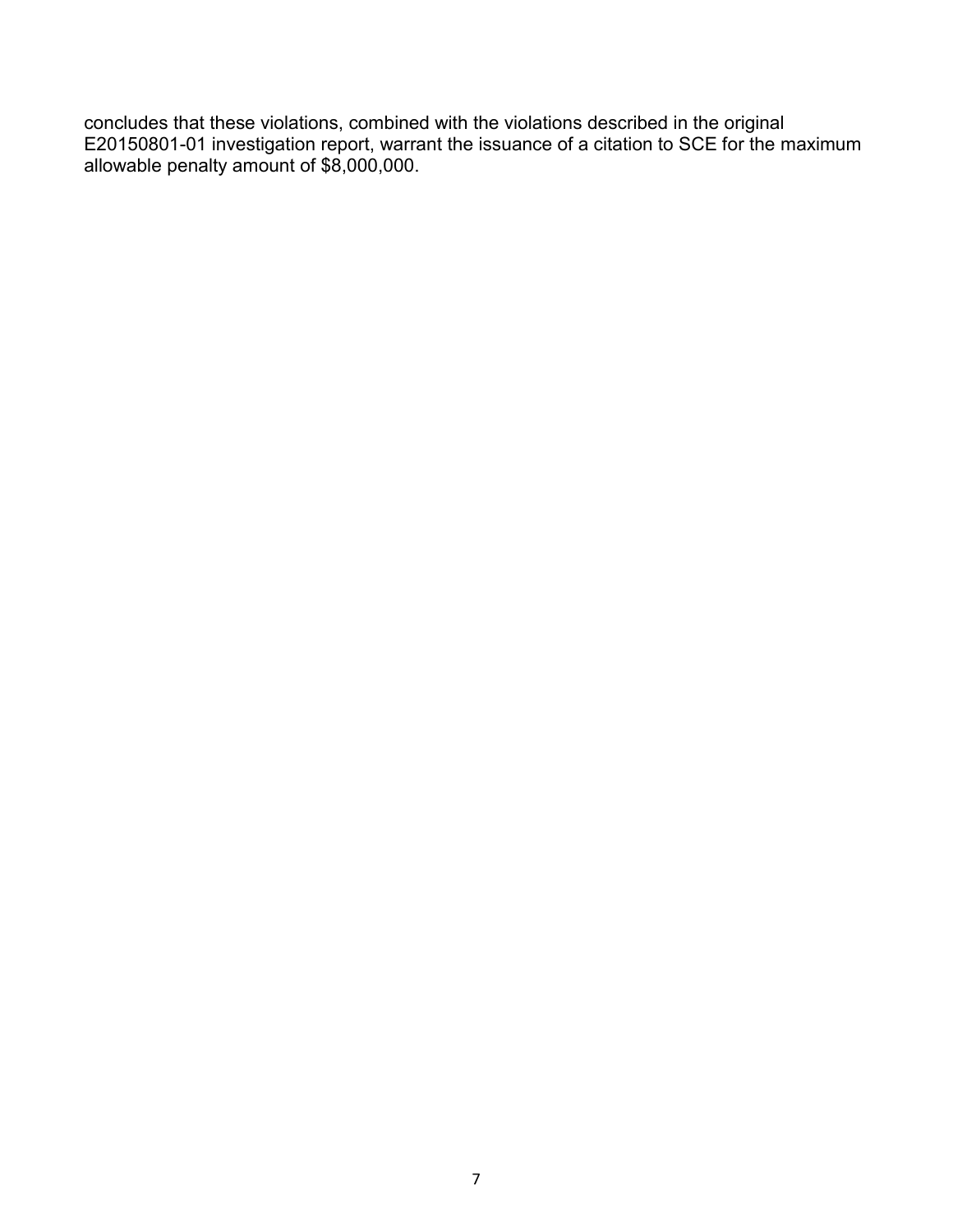concludes that these violations, combined with the violations described in the original E20150801-01 investigation report, warrant the issuance of a citation to SCE for the maximum allowable penalty amount of $8,000,000.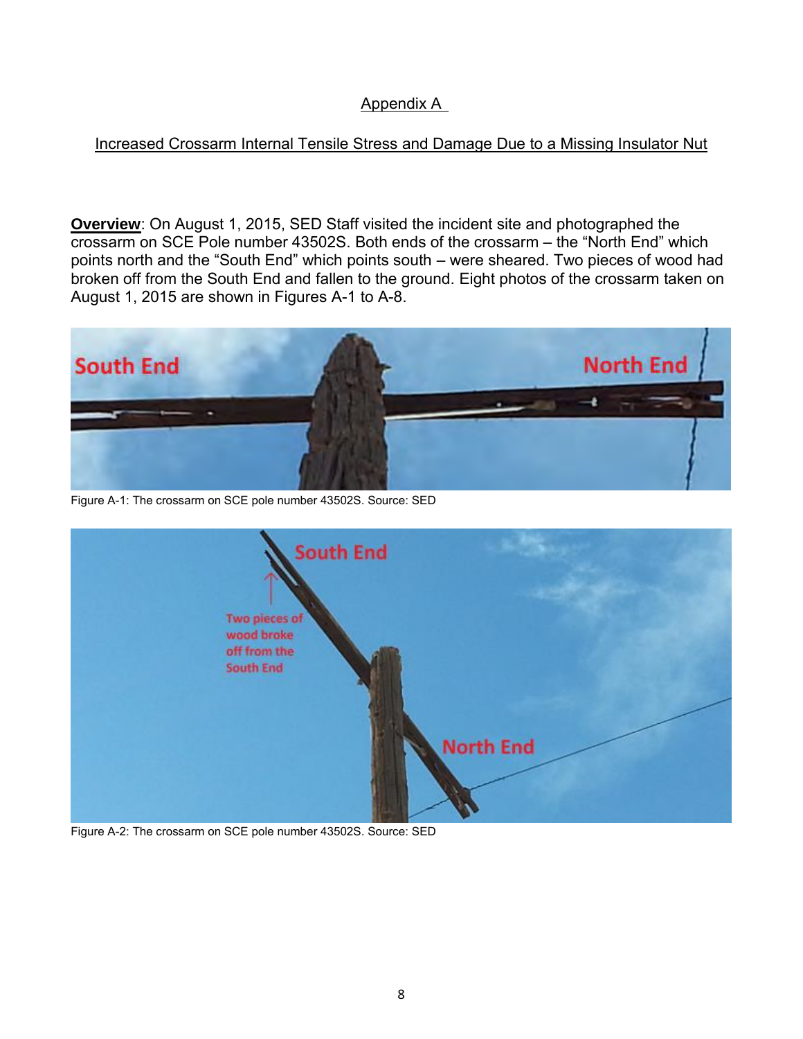## Appendix A

### Increased Crossarm Internal Tensile Stress and Damage Due to a Missing Insulator Nut

**Overview**: On August 1, 2015, SED Staff visited the incident site and photographed the crossarm on SCE Pole number 43502S. Both ends of the crossarm – the “North End” which points north and the “South End” which points south – were sheared. Two pieces of wood had broken off from the South End and fallen to the ground. Eight photos of the crossarm taken on August 1, 2015 are shown in Figures A-1 to A-8.

Figure A-1: The crossarm on SCE pole number 43502S. Source: SED

Figure A-2: The crossarm on SCE pole number 43502S. Source: SED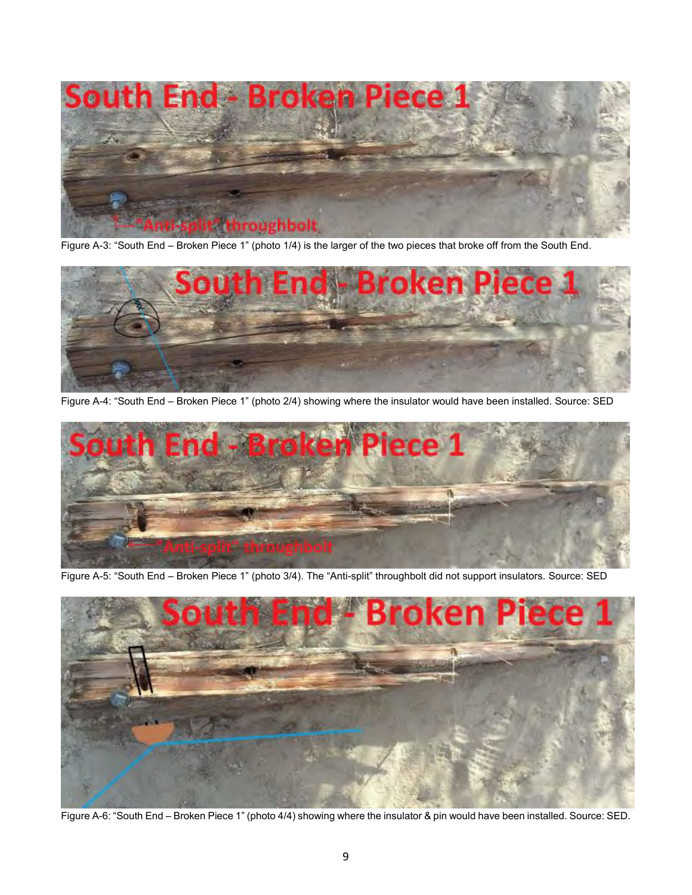Figure A-3: “South End – Broken Piece 1” (photo 1/4) is the larger of the two pieces that broke off from the South End.

Figure A-4: “South End – Broken Piece 1” (photo 2/4) showing where the insulator would have been installed. Source: SED

Figure A-5: “South End – Broken Piece 1” (photo 3/4). The “Anti-split” throughbolt did not support insulators. Source: SED

Figure A-6: “South End – Broken Piece 1” (photo 4/4) showing where the insulator & pin would have been installed. Source: SED.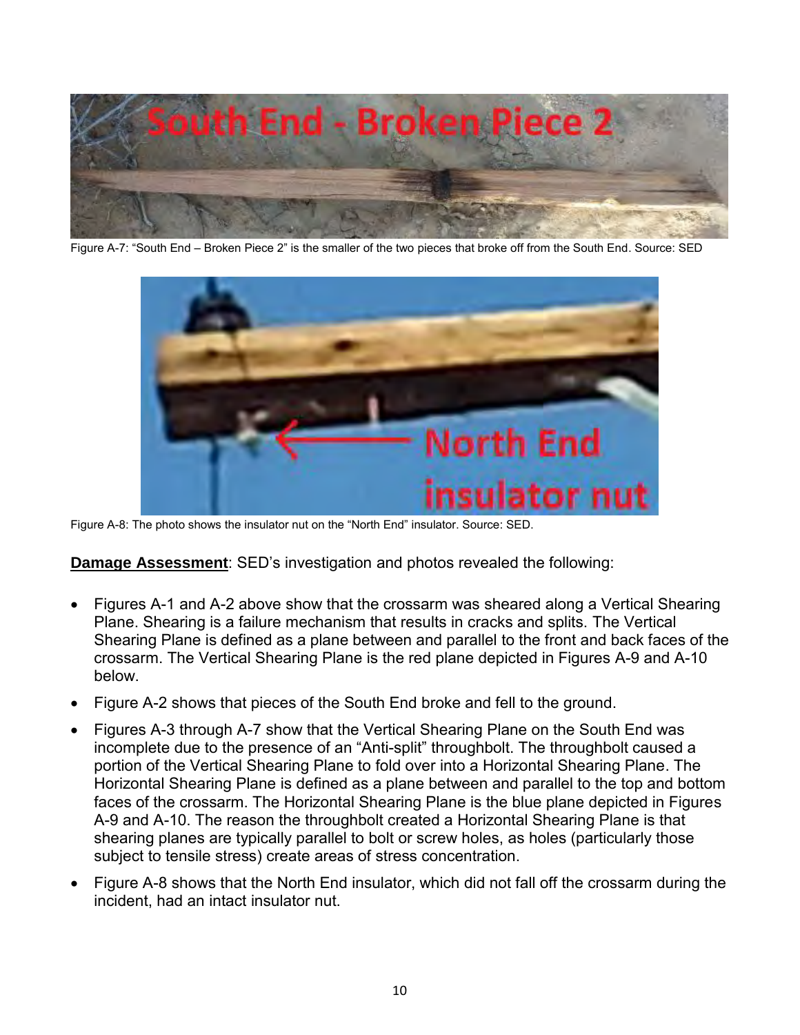Figure A-7: “South End – Broken Piece 2” is the smaller of the two pieces that broke off from the South End. Source: SED

Figure A-8: The photo shows the insulator nut on the “North End” insulator. Source: SED.

**Damage Assessment**: SED’s investigation and photos revealed the following:

- Figures A-1 and A-2 above show that the crossarm was sheared along a Vertical Shearing Plane. Shearing is a failure mechanism that results in cracks and splits. The Vertical Shearing Plane is defined as a plane between and parallel to the front and back faces of the crossarm. The Vertical Shearing Plane is the red plane depicted in Figures A-9 and A-10 below.
- Figure A-2 shows that pieces of the South End broke and fell to the ground.
- Figures A-3 through A-7 show that the Vertical Shearing Plane on the South End was incomplete due to the presence of an “Anti-split” throughbolt. The throughbolt caused a portion of the Vertical Shearing Plane to fold over into a Horizontal Shearing Plane. The Horizontal Shearing Plane is defined as a plane between and parallel to the top and bottom faces of the crossarm. The Horizontal Shearing Plane is the blue plane depicted in Figures A-9 and A-10. The reason the throughbolt created a Horizontal Shearing Plane is that shearing planes are typically parallel to bolt or screw holes, as holes (particularly those subject to tensile stress) create areas of stress concentration.
- Figure A-8 shows that the North End insulator, which did not fall off the crossarm during the incident, had an intact insulator nut.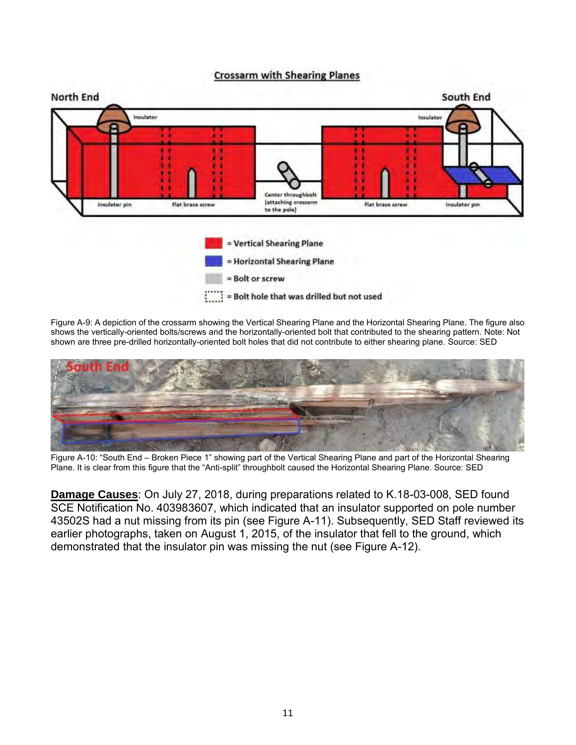Figure A-9: A depiction of the crossarm showing the Vertical Shearing Plane and the Horizontal Shearing Plane. The figure also shows the vertically-oriented bolts/screws and the horizontally-oriented bolt that contributed to the shearing pattern. Note: Not shown are three pre-drilled horizontally-oriented bolt holes that did not contribute to either shearing plane. Source: SED

Figure A-10: "South End – Broken Piece 1" showing part of the Vertical Shearing Plane and part of the Horizontal Shearing Plane. It is clear from this figure that the "Anti-split" throughbolt caused the Horizontal Shearing Plane. Source: SED

**Damage Causes**: On July 27, 2018, during preparations related to K.18-03-008, SED found SCE Notification No. 403983607, which indicated that an insulator supported on pole number 43502S had a nut missing from its pin (see Figure A-11). Subsequently, SED Staff reviewed its earlier photographs, taken on August 1, 2015, of the insulator that fell to the ground, which demonstrated that the insulator pin was missing the nut (see Figure A-12).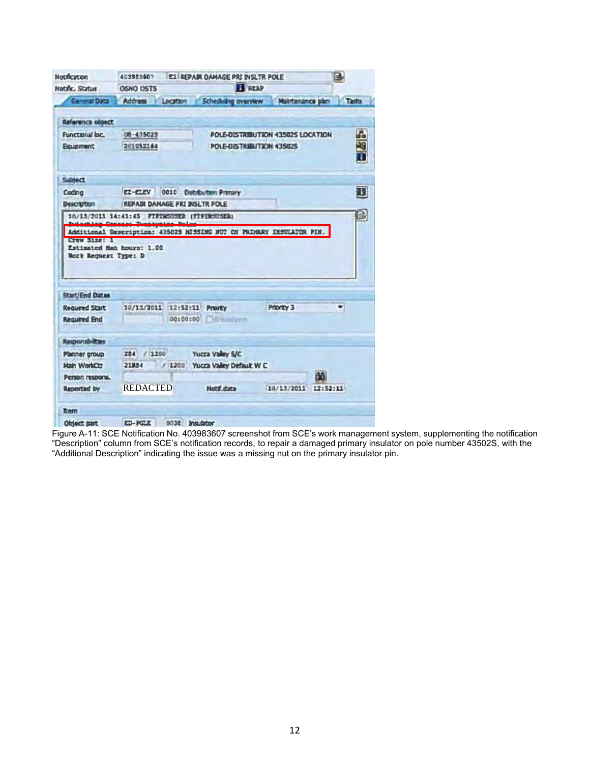| | | |
|---|---|---|
| Notification | 403983607 | E1 REPAIR DAMAGE PRI INSLTR POLE |
| Notific. Status | OSNO OSTS | REAP |

General Data | Address | Location | Scheduling overview | Maintenance plan | Tasks

**Reference object**

| | | |
|---|---|---|
| Functional loc. | OH-435025 | POLE-DISTRIBUTION 43502S LOCATION |
| Equipment | 201052164 | POLE-DISTRIBUTION 43502S |

**Subject**

| | | | |
|---|---|---|---|
| Coding | E2-ELEV | 0010 | Distribution Primary |
| Description | REPAIR DAMAGE PRI INSLTR POLE | | |

```
10/13/2011 14:41:45  FTPINSUSER (FTPINSUSER)
Switching Center: Transmission Point
Additional Description: 43502S MISSING NOT ON PRIMARY INSULATOR PIN.
Crew Size: 1
Estimated Man hours: 1.00
Work Request Type: D
```

**Start/End Dates**

| | | | | |
|---|---|---|---|---|
| Required Start | 10/13/2011 | 12:52:11 | Priority | Priority 3 |
| Required End | | 00:00:00 | Breakdown | |

**Responsibilities**

| | | | |
|---|---|---|---|
| Planner group | 284 | / 1200 | Yucca Valley S/C |
| Main WorkCtr | 21884 | / 1200 | Yucca Valley Default W C |
| Person respons. | | | |
| Reported by | REDACTED | Notif.date | 10/13/2011 12:52:11 |

**Item**

| | | | |
|---|---|---|---|
| Object part | ED-POLE | 0030 | Insulator |

Figure A-11: SCE Notification No. 403983607 screenshot from SCE's work management system, supplementing the notification "Description" column from SCE's notification records, to repair a damaged primary insulator on pole number 43502S, with the "Additional Description" indicating the issue was a missing nut on the primary insulator pin.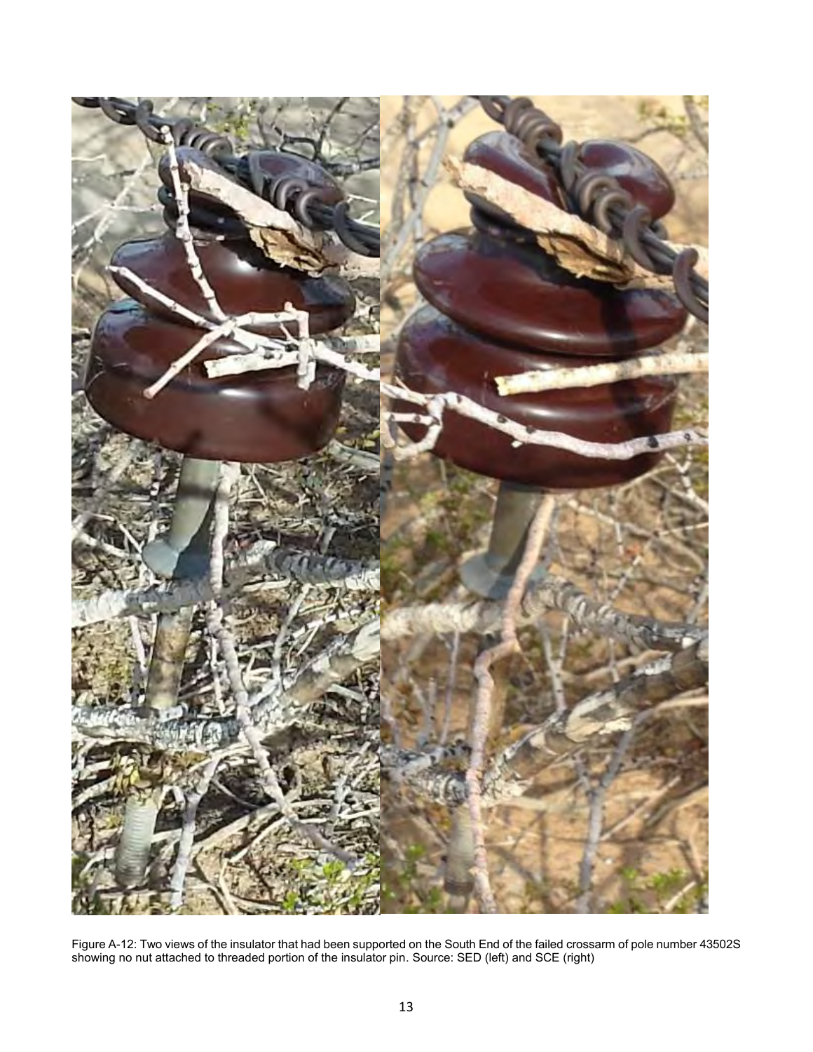Figure A-12: Two views of the insulator that had been supported on the South End of the failed crossarm of pole number 43502S showing no nut attached to threaded portion of the insulator pin. Source: SED (left) and SCE (right)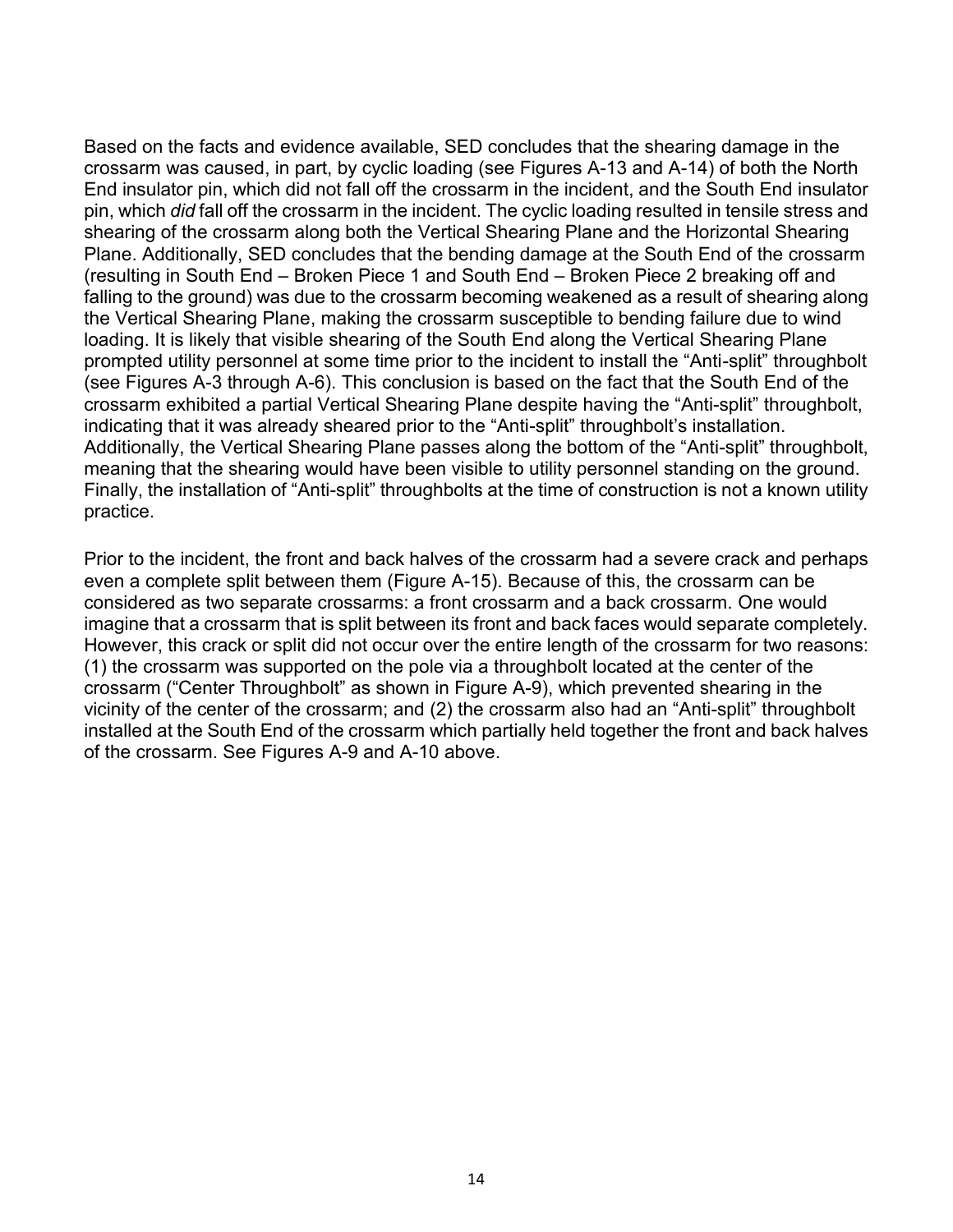Based on the facts and evidence available, SED concludes that the shearing damage in the crossarm was caused, in part, by cyclic loading (see Figures A-13 and A-14) of both the North End insulator pin, which did not fall off the crossarm in the incident, and the South End insulator pin, which *did* fall off the crossarm in the incident. The cyclic loading resulted in tensile stress and shearing of the crossarm along both the Vertical Shearing Plane and the Horizontal Shearing Plane. Additionally, SED concludes that the bending damage at the South End of the crossarm (resulting in South End – Broken Piece 1 and South End – Broken Piece 2 breaking off and falling to the ground) was due to the crossarm becoming weakened as a result of shearing along the Vertical Shearing Plane, making the crossarm susceptible to bending failure due to wind loading. It is likely that visible shearing of the South End along the Vertical Shearing Plane prompted utility personnel at some time prior to the incident to install the "Anti-split" throughbolt (see Figures A-3 through A-6). This conclusion is based on the fact that the South End of the crossarm exhibited a partial Vertical Shearing Plane despite having the "Anti-split" throughbolt, indicating that it was already sheared prior to the "Anti-split" throughbolt's installation. Additionally, the Vertical Shearing Plane passes along the bottom of the "Anti-split" throughbolt, meaning that the shearing would have been visible to utility personnel standing on the ground. Finally, the installation of "Anti-split" throughbolts at the time of construction is not a known utility practice.

Prior to the incident, the front and back halves of the crossarm had a severe crack and perhaps even a complete split between them (Figure A-15). Because of this, the crossarm can be considered as two separate crossarms: a front crossarm and a back crossarm. One would imagine that a crossarm that is split between its front and back faces would separate completely. However, this crack or split did not occur over the entire length of the crossarm for two reasons: (1) the crossarm was supported on the pole via a throughbolt located at the center of the crossarm ("Center Throughbolt" as shown in Figure A-9), which prevented shearing in the vicinity of the center of the crossarm; and (2) the crossarm also had an "Anti-split" throughbolt installed at the South End of the crossarm which partially held together the front and back halves of the crossarm. See Figures A-9 and A-10 above.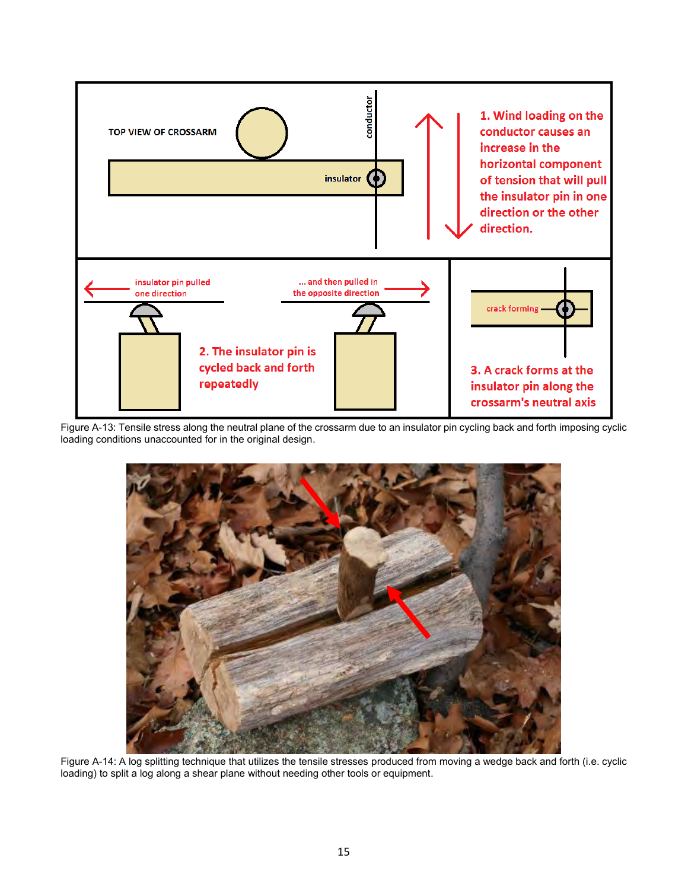TOP VIEW OF CROSSARM

conductor

insulator

1. Wind loading on the conductor causes an increase in the horizontal component of tension that will pull the insulator pin in one direction or the other direction.

insulator pin pulled one direction

... and then pulled in the opposite direction

2. The insulator pin is cycled back and forth repeatedly

crack forming

3. A crack forms at the insulator pin along the crossarm's neutral axis

Figure A-13: Tensile stress along the neutral plane of the crossarm due to an insulator pin cycling back and forth imposing cyclic loading conditions unaccounted for in the original design.

Figure A-14: A log splitting technique that utilizes the tensile stresses produced from moving a wedge back and forth (i.e. cyclic loading) to split a log along a shear plane without needing other tools or equipment.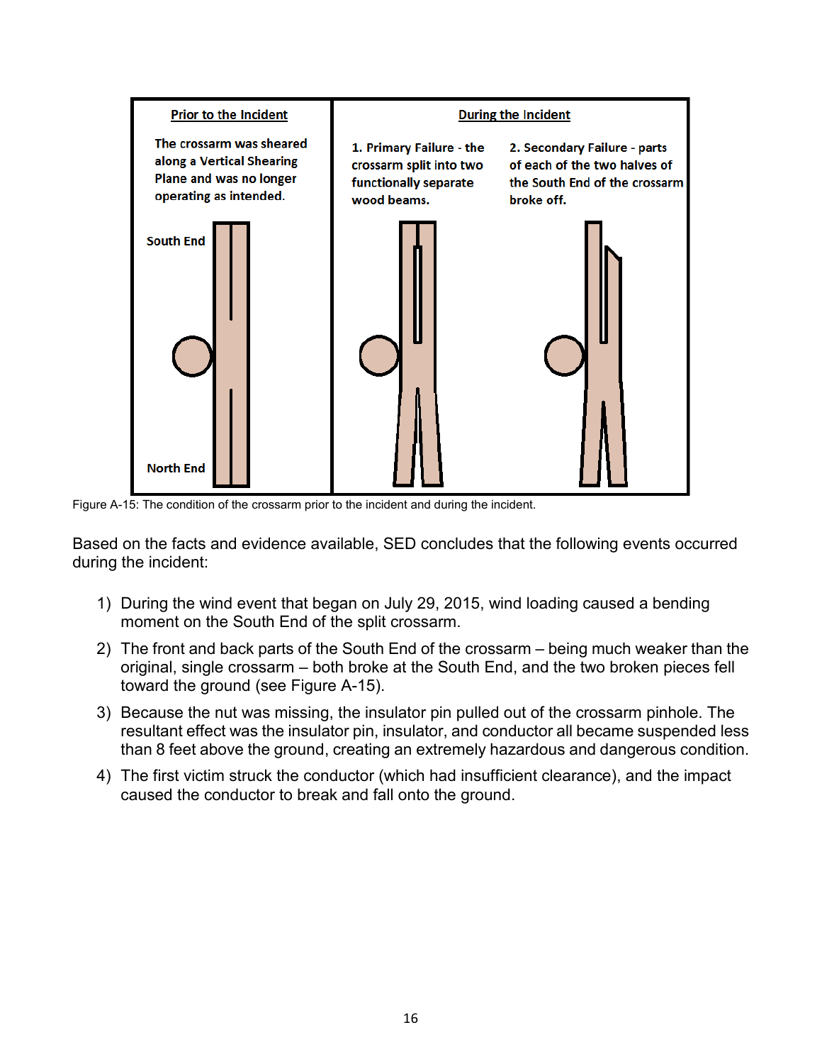| Prior to the Incident | During the Incident | |
|---|---|---|
| The crossarm was sheared along a Vertical Shearing Plane and was no longer operating as intended. | 1. Primary Failure - the crossarm split into two functionally separate wood beams. | 2. Secondary Failure - parts of each of the two halves of the South End of the crossarm broke off. |
| South End / North End | | |

Figure A-15: The condition of the crossarm prior to the incident and during the incident.

Based on the facts and evidence available, SED concludes that the following events occurred during the incident:

1) During the wind event that began on July 29, 2015, wind loading caused a bending moment on the South End of the split crossarm.
2) The front and back parts of the South End of the crossarm – being much weaker than the original, single crossarm – both broke at the South End, and the two broken pieces fell toward the ground (see Figure A-15).
3) Because the nut was missing, the insulator pin pulled out of the crossarm pinhole. The resultant effect was the insulator pin, insulator, and conductor all became suspended less than 8 feet above the ground, creating an extremely hazardous and dangerous condition.
4) The first victim struck the conductor (which had insufficient clearance), and the impact caused the conductor to break and fall onto the ground.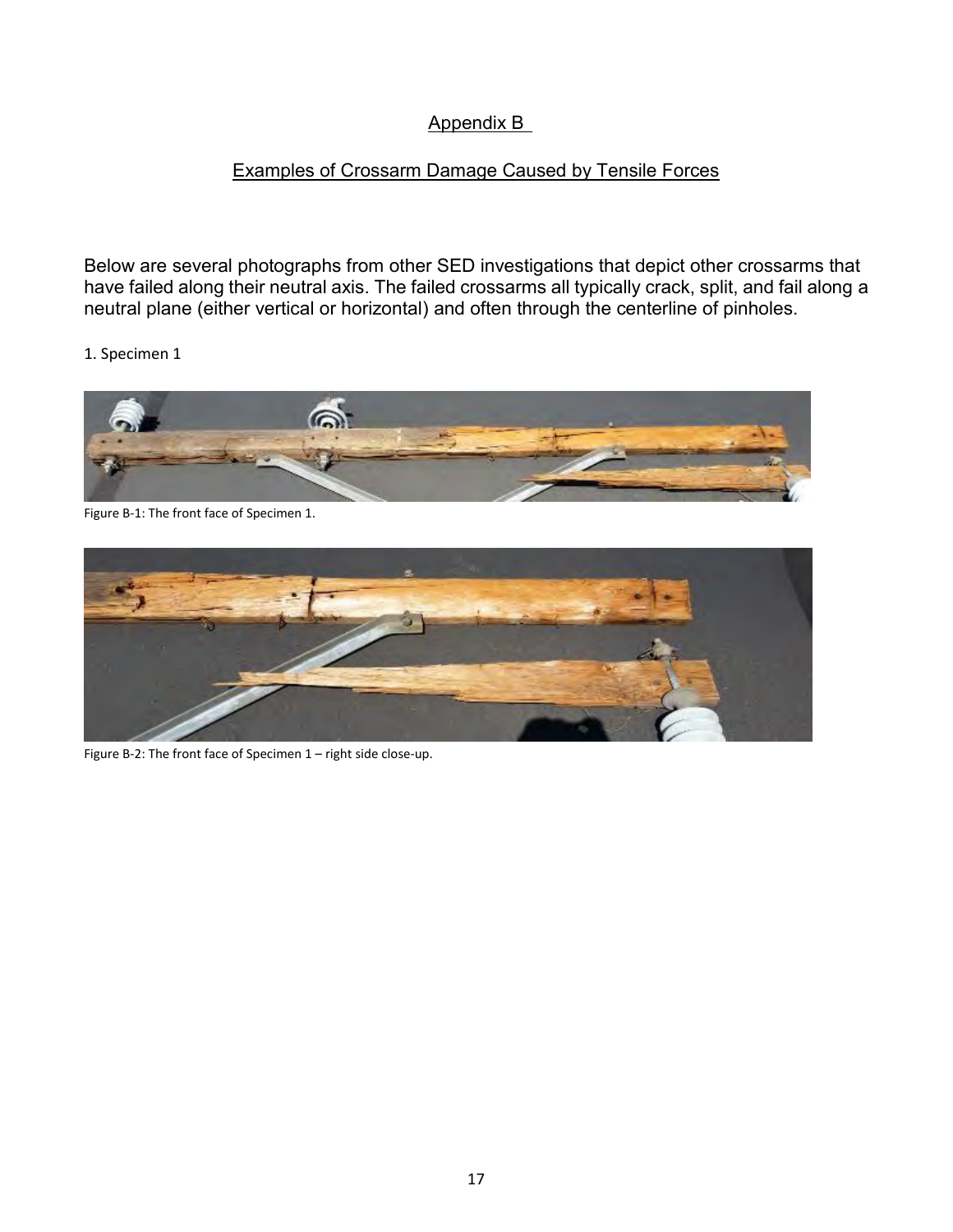## Appendix B

### Examples of Crossarm Damage Caused by Tensile Forces

Below are several photographs from other SED investigations that depict other crossarms that have failed along their neutral axis. The failed crossarms all typically crack, split, and fail along a neutral plane (either vertical or horizontal) and often through the centerline of pinholes.

1. Specimen 1

Figure B-1: The front face of Specimen 1.

Figure B-2: The front face of Specimen 1 – right side close-up.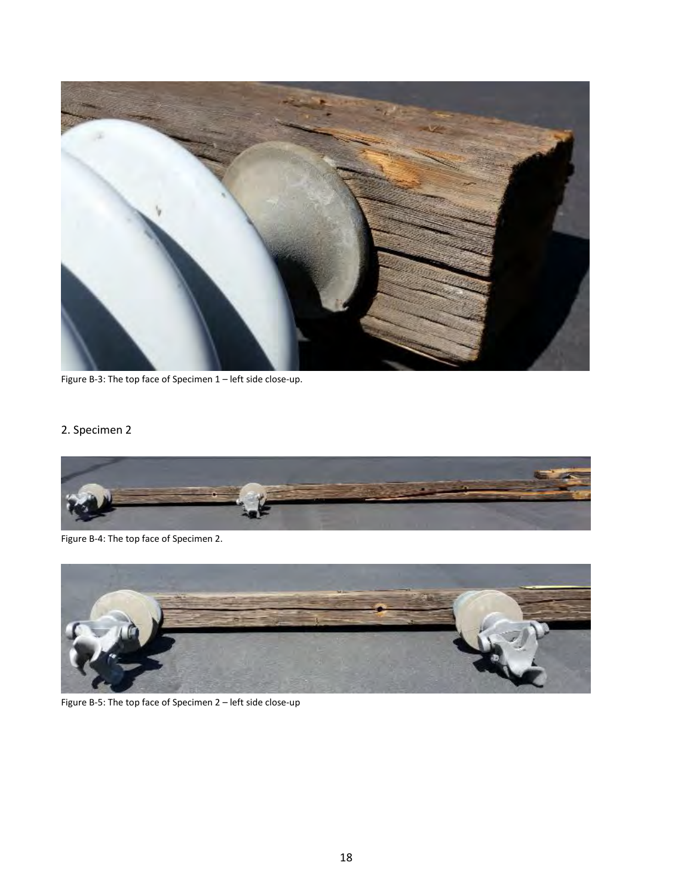Figure B-3: The top face of Specimen 1 – left side close-up.

## 2. Specimen 2

Figure B-4: The top face of Specimen 2.

Figure B-5: The top face of Specimen 2 – left side close-up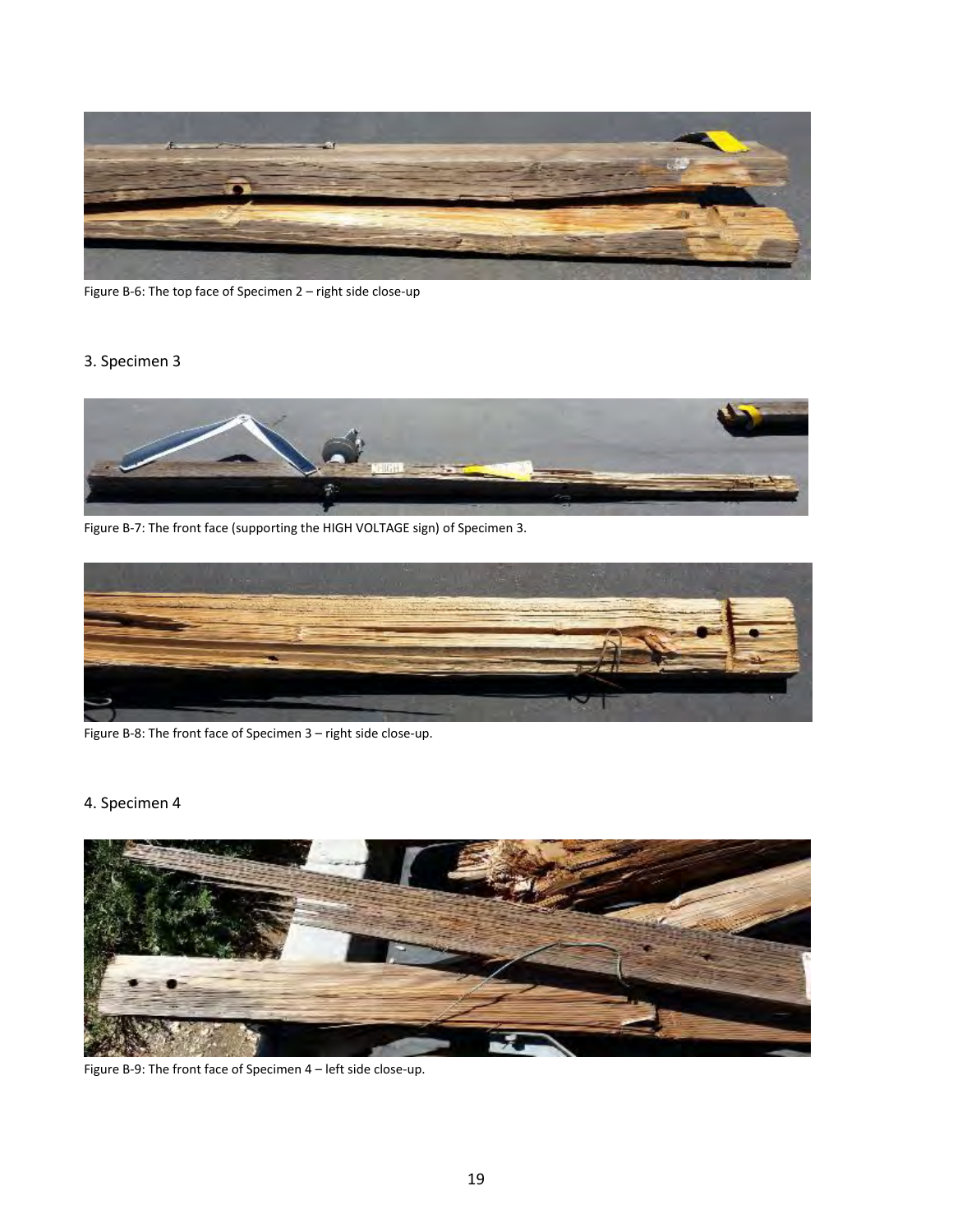Figure B-6: The top face of Specimen 2 – right side close-up

## 3. Specimen 3

Figure B-7: The front face (supporting the HIGH VOLTAGE sign) of Specimen 3.

Figure B-8: The front face of Specimen 3 – right side close-up.

## 4. Specimen 4

Figure B-9: The front face of Specimen 4 – left side close-up.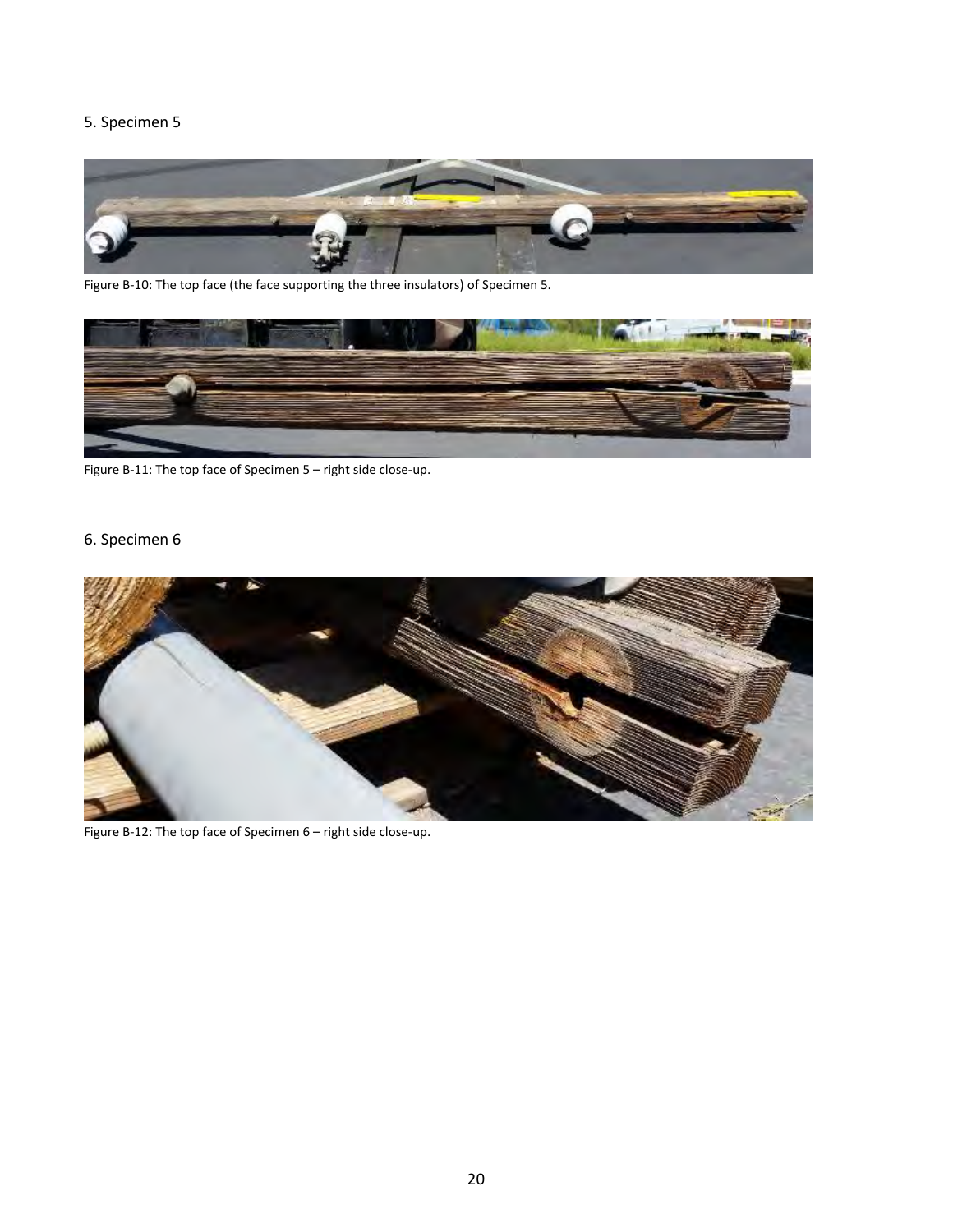5. Specimen 5

Figure B-10: The top face (the face supporting the three insulators) of Specimen 5.

Figure B-11: The top face of Specimen 5 – right side close-up.

6. Specimen 6

Figure B-12: The top face of Specimen 6 – right side close-up.